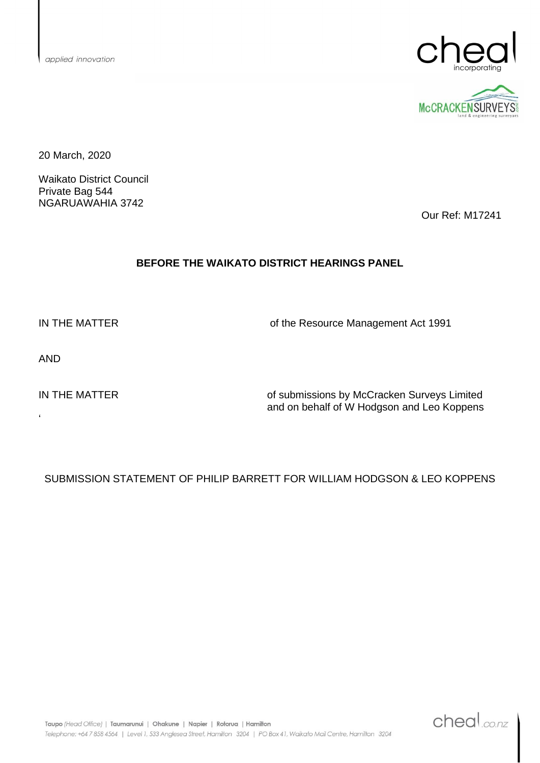20 March, 2020

Waikato District Council
Private Bag 544
NGARUAWAHIA 3742

Our Ref: M17241

**BEFORE THE WAIKATO DISTRICT HEARINGS PANEL**

IN THE MATTER of the Resource Management Act 1991

AND

IN THE MATTER of submissions by McCracken Surveys Limited and on behalf of W Hodgson and Leo Koppens

SUBMISSION STATEMENT OF PHILIP BARRETT FOR WILLIAM HODGSON & LEO KOPPENS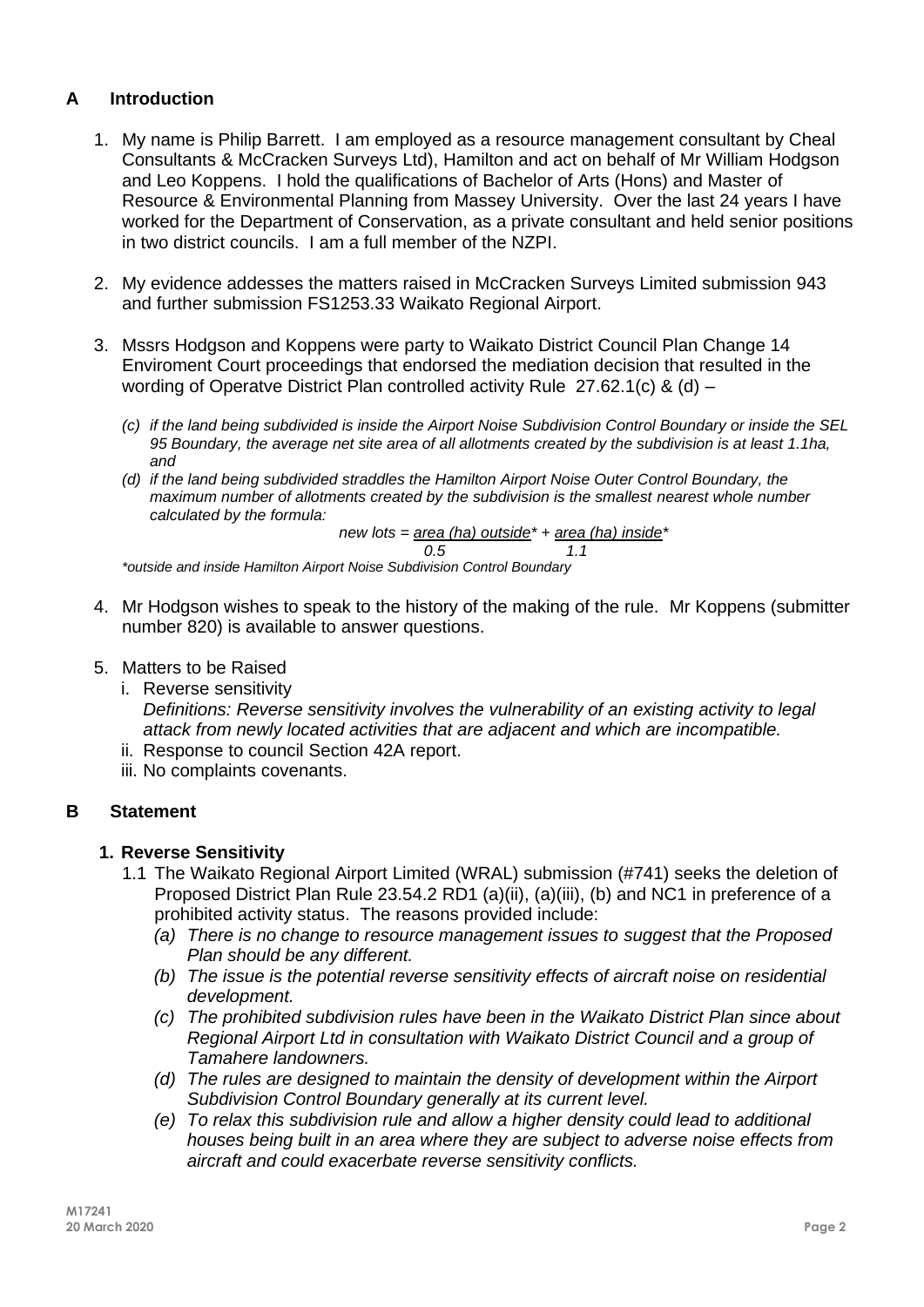## A Introduction

1. My name is Philip Barrett. I am employed as a resource management consultant by Cheal Consultants & McCracken Surveys Ltd), Hamilton and act on behalf of Mr William Hodgson and Leo Koppens. I hold the qualifications of Bachelor of Arts (Hons) and Master of Resource & Environmental Planning from Massey University. Over the last 24 years I have worked for the Department of Conservation, as a private consultant and held senior positions in two district councils. I am a full member of the NZPI.

2. My evidence addesses the matters raised in McCracken Surveys Limited submission 943 and further submission FS1253.33 Waikato Regional Airport.

3. Mssrs Hodgson and Koppens were party to Waikato District Council Plan Change 14 Enviroment Court proceedings that endorsed the mediation decision that resulted in the wording of Operatve District Plan controlled activity Rule 27.62.1(c) & (d) –

   *(c) if the land being subdivided is inside the Airport Noise Subdivision Control Boundary or inside the SEL 95 Boundary, the average net site area of all allotments created by the subdivision is at least 1.1ha, and*

   *(d) if the land being subdivided straddles the Hamilton Airport Noise Outer Control Boundary, the maximum number of allotments created by the subdivision is the smallest nearest whole number calculated by the formula:*

   $$\text{new lots} = \frac{\text{area (ha) outside}^*}{0.5} + \frac{\text{area (ha) inside}^*}{1.1}$$

   *\*outside and inside Hamilton Airport Noise Subdivision Control Boundary*

4. Mr Hodgson wishes to speak to the history of the making of the rule. Mr Koppens (submitter number 820) is available to answer questions.

5. Matters to be Raised
   i. Reverse sensitivity
      *Definitions: Reverse sensitivity involves the vulnerability of an existing activity to legal attack from newly located activities that are adjacent and which are incompatible.*
   ii. Response to council Section 42A report.
   iii. No complaints covenants.

## B Statement

### 1. Reverse Sensitivity

1.1 The Waikato Regional Airport Limited (WRAL) submission (#741) seeks the deletion of Proposed District Plan Rule 23.54.2 RD1 (a)(ii), (a)(iii), (b) and NC1 in preference of a prohibited activity status. The reasons provided include:

*(a) There is no change to resource management issues to suggest that the Proposed Plan should be any different.*

*(b) The issue is the potential reverse sensitivity effects of aircraft noise on residential development.*

*(c) The prohibited subdivision rules have been in the Waikato District Plan since about Regional Airport Ltd in consultation with Waikato District Council and a group of Tamahere landowners.*

*(d) The rules are designed to maintain the density of development within the Airport Subdivision Control Boundary generally at its current level.*

*(e) To relax this subdivision rule and allow a higher density could lead to additional houses being built in an area where they are subject to adverse noise effects from aircraft and could exacerbate reverse sensitivity conflicts.*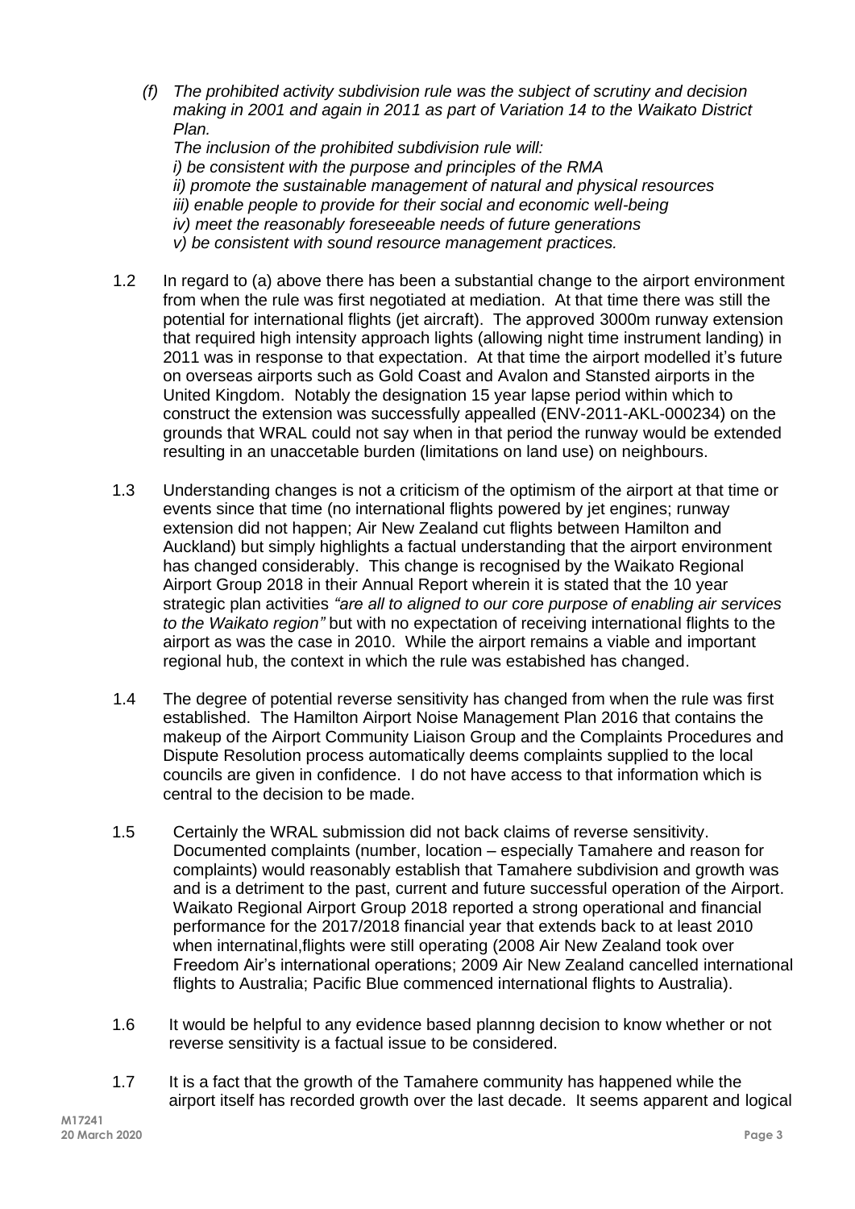*(f) The prohibited activity subdivision rule was the subject of scrutiny and decision making in 2001 and again in 2011 as part of Variation 14 to the Waikato District Plan.*
*The inclusion of the prohibited subdivision rule will:*
*i) be consistent with the purpose and principles of the RMA*
*ii) promote the sustainable management of natural and physical resources*
*iii) enable people to provide for their social and economic well-being*
*iv) meet the reasonably foreseeable needs of future generations*
*v) be consistent with sound resource management practices.*

1.2 In regard to (a) above there has been a substantial change to the airport environment from when the rule was first negotiated at mediation. At that time there was still the potential for international flights (jet aircraft). The approved 3000m runway extension that required high intensity approach lights (allowing night time instrument landing) in 2011 was in response to that expectation. At that time the airport modelled it's future on overseas airports such as Gold Coast and Avalon and Stansted airports in the United Kingdom. Notably the designation 15 year lapse period within which to construct the extension was successfully appealled (ENV-2011-AKL-000234) on the grounds that WRAL could not say when in that period the runway would be extended resulting in an unaccetable burden (limitations on land use) on neighbours.

1.3 Understanding changes is not a criticism of the optimism of the airport at that time or events since that time (no international flights powered by jet engines; runway extension did not happen; Air New Zealand cut flights between Hamilton and Auckland) but simply highlights a factual understanding that the airport environment has changed considerably. This change is recognised by the Waikato Regional Airport Group 2018 in their Annual Report wherein it is stated that the 10 year strategic plan activities *"are all to aligned to our core purpose of enabling air services to the Waikato region"* but with no expectation of receiving international flights to the airport as was the case in 2010. While the airport remains a viable and important regional hub, the context in which the rule was estabished has changed.

1.4 The degree of potential reverse sensitivity has changed from when the rule was first established. The Hamilton Airport Noise Management Plan 2016 that contains the makeup of the Airport Community Liaison Group and the Complaints Procedures and Dispute Resolution process automatically deems complaints supplied to the local councils are given in confidence. I do not have access to that information which is central to the decision to be made.

1.5 Certainly the WRAL submission did not back claims of reverse sensitivity. Documented complaints (number, location – especially Tamahere and reason for complaints) would reasonably establish that Tamahere subdivision and growth was and is a detriment to the past, current and future successful operation of the Airport. Waikato Regional Airport Group 2018 reported a strong operational and financial performance for the 2017/2018 financial year that extends back to at least 2010 when internatinal,flights were still operating (2008 Air New Zealand took over Freedom Air's international operations; 2009 Air New Zealand cancelled international flights to Australia; Pacific Blue commenced international flights to Australia).

1.6 It would be helpful to any evidence based plannng decision to know whether or not reverse sensitivity is a factual issue to be considered.

1.7 It is a fact that the growth of the Tamahere community has happened while the airport itself has recorded growth over the last decade. It seems apparent and logical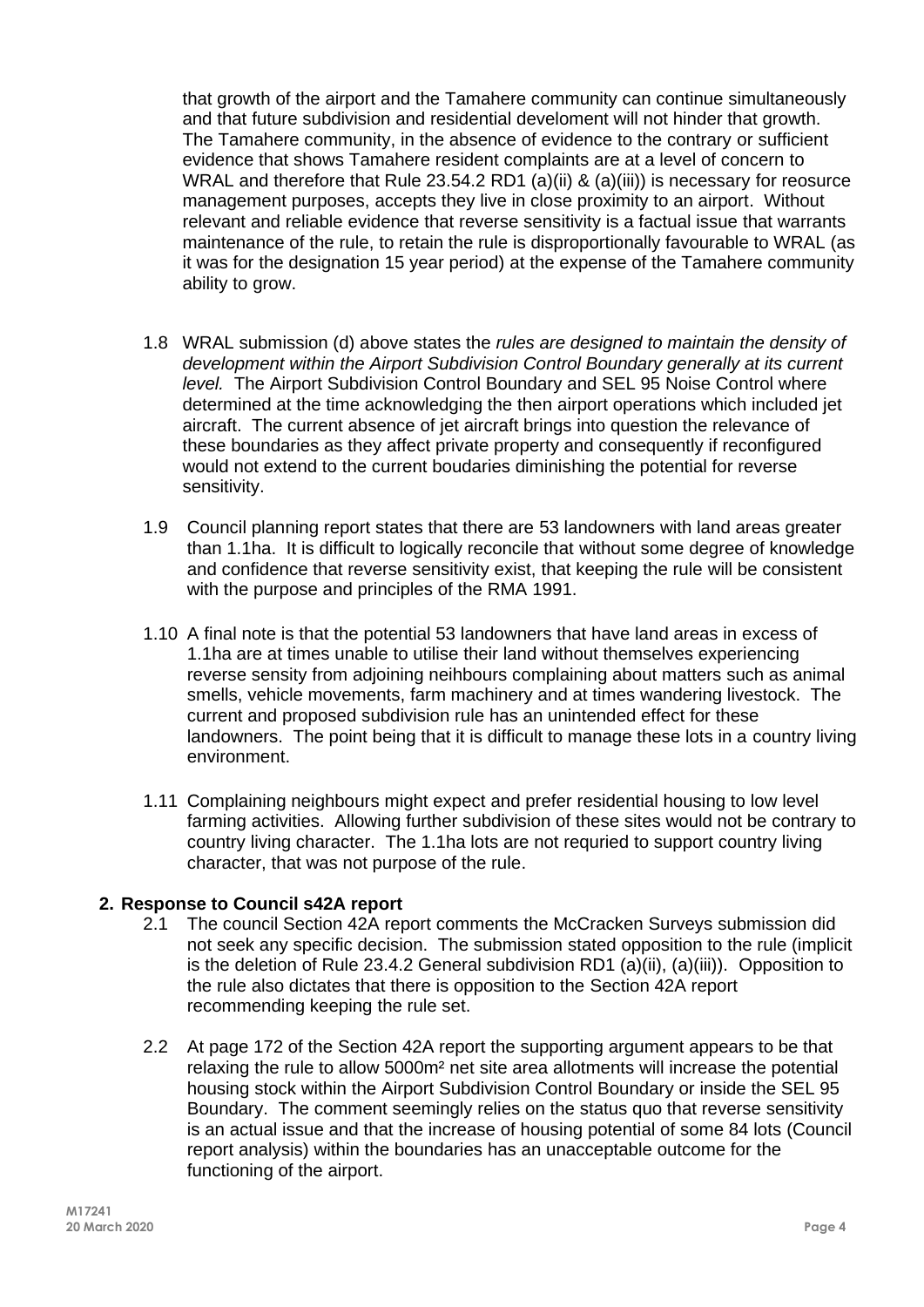that growth of the airport and the Tamahere community can continue simultaneously and that future subdivision and residential develoment will not hinder that growth. The Tamahere community, in the absence of evidence to the contrary or sufficient evidence that shows Tamahere resident complaints are at a level of concern to WRAL and therefore that Rule 23.54.2 RD1 (a)(ii) & (a)(iii)) is necessary for reosurce management purposes, accepts they live in close proximity to an airport. Without relevant and reliable evidence that reverse sensitivity is a factual issue that warrants maintenance of the rule, to retain the rule is disproportionally favourable to WRAL (as it was for the designation 15 year period) at the expense of the Tamahere community ability to grow.

1.8 WRAL submission (d) above states the *rules are designed to maintain the density of development within the Airport Subdivision Control Boundary generally at its current level.* The Airport Subdivision Control Boundary and SEL 95 Noise Control where determined at the time acknowledging the then airport operations which included jet aircraft. The current absence of jet aircraft brings into question the relevance of these boundaries as they affect private property and consequently if reconfigured would not extend to the current boudaries diminishing the potential for reverse sensitivity.

1.9 Council planning report states that there are 53 landowners with land areas greater than 1.1ha. It is difficult to logically reconcile that without some degree of knowledge and confidence that reverse sensitivity exist, that keeping the rule will be consistent with the purpose and principles of the RMA 1991.

1.10 A final note is that the potential 53 landowners that have land areas in excess of 1.1ha are at times unable to utilise their land without themselves experiencing reverse sensity from adjoining neihbours complaining about matters such as animal smells, vehicle movements, farm machinery and at times wandering livestock. The current and proposed subdivision rule has an unintended effect for these landowners. The point being that it is difficult to manage these lots in a country living environment.

1.11 Complaining neighbours might expect and prefer residential housing to low level farming activities. Allowing further subdivision of these sites would not be contrary to country living character. The 1.1ha lots are not requried to support country living character, that was not purpose of the rule.

## 2. Response to Council s42A report

2.1 The council Section 42A report comments the McCracken Surveys submission did not seek any specific decision. The submission stated opposition to the rule (implicit is the deletion of Rule 23.4.2 General subdivision RD1 (a)(ii), (a)(iii)). Opposition to the rule also dictates that there is opposition to the Section 42A report recommending keeping the rule set.

2.2 At page 172 of the Section 42A report the supporting argument appears to be that relaxing the rule to allow 5000m² net site area allotments will increase the potential housing stock within the Airport Subdivision Control Boundary or inside the SEL 95 Boundary. The comment seemingly relies on the status quo that reverse sensitivity is an actual issue and that the increase of housing potential of some 84 lots (Council report analysis) within the boundaries has an unacceptable outcome for the functioning of the airport.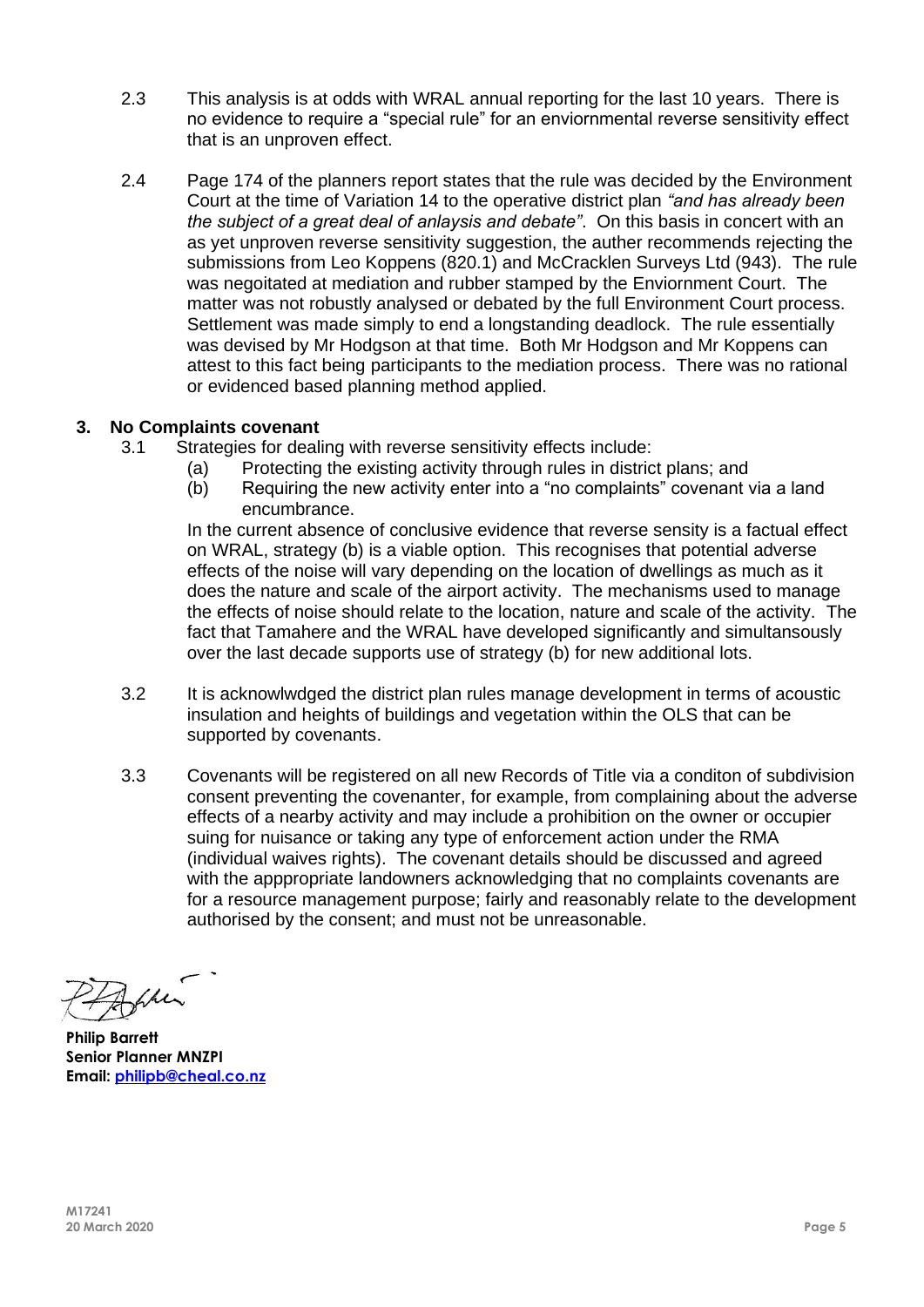2.3 This analysis is at odds with WRAL annual reporting for the last 10 years. There is no evidence to require a "special rule" for an enviornmental reverse sensitivity effect that is an unproven effect.

2.4 Page 174 of the planners report states that the rule was decided by the Environment Court at the time of Variation 14 to the operative district plan *"and has already been the subject of a great deal of anlaysis and debate"*. On this basis in concert with an as yet unproven reverse sensitivity suggestion, the auther recommends rejecting the submissions from Leo Koppens (820.1) and McCracklen Surveys Ltd (943). The rule was negoitated at mediation and rubber stamped by the Enviornment Court. The matter was not robustly analysed or debated by the full Environment Court process. Settlement was made simply to end a longstanding deadlock. The rule essentially was devised by Mr Hodgson at that time. Both Mr Hodgson and Mr Koppens can attest to this fact being participants to the mediation process. There was no rational or evidenced based planning method applied.

## 3. No Complaints covenant

3.1 Strategies for dealing with reverse sensitivity effects include:

(a) Protecting the existing activity through rules in district plans; and

(b) Requiring the new activity enter into a "no complaints" covenant via a land encumbrance.

In the current absence of conclusive evidence that reverse sensity is a factual effect on WRAL, strategy (b) is a viable option. This recognises that potential adverse effects of the noise will vary depending on the location of dwellings as much as it does the nature and scale of the airport activity. The mechanisms used to manage the effects of noise should relate to the location, nature and scale of the activity. The fact that Tamahere and the WRAL have developed significantly and simultansously over the last decade supports use of strategy (b) for new additional lots.

3.2 It is acknowlwdged the district plan rules manage development in terms of acoustic insulation and heights of buildings and vegetation within the OLS that can be supported by covenants.

3.3 Covenants will be registered on all new Records of Title via a conditon of subdivision consent preventing the covenanter, for example, from complaining about the adverse effects of a nearby activity and may include a prohibition on the owner or occupier suing for nuisance or taking any type of enforcement action under the RMA (individual waives rights). The covenant details should be discussed and agreed with the apppropriate landowners acknowledging that no complaints covenants are for a resource management purpose; fairly and reasonably relate to the development authorised by the consent; and must not be unreasonable.

**Philip Barrett**
**Senior Planner MNZPI**
**Email: philipb@cheal.co.nz**

**M17241**
**20 March 2020**